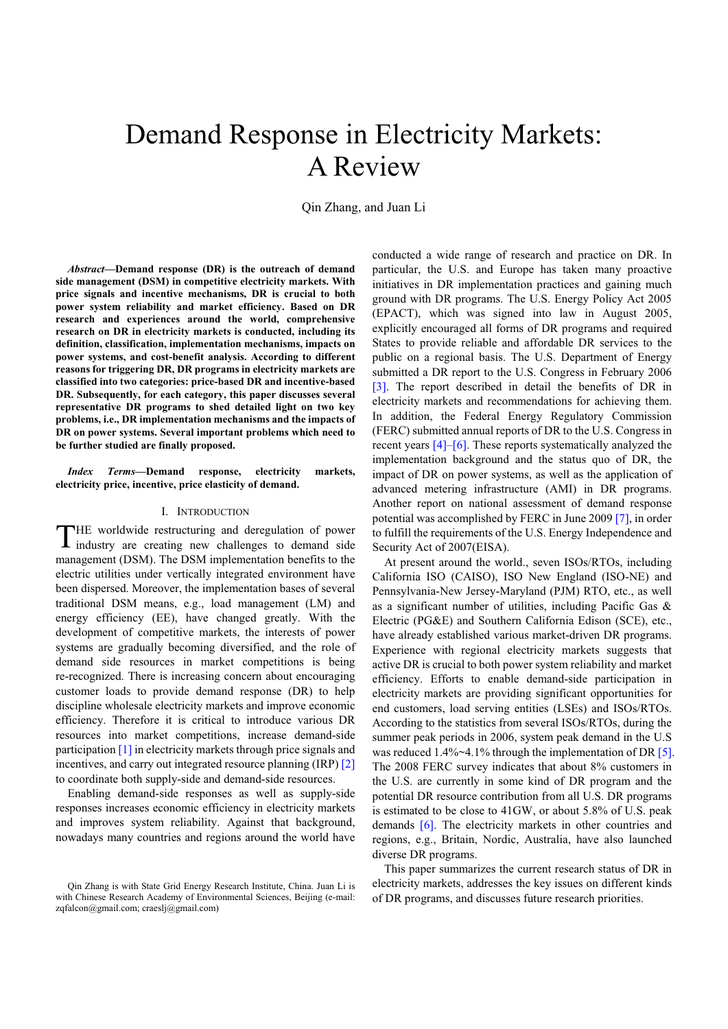# Demand Response in Electricity Markets: A Review

Qin Zhang, and Juan Li

***Abstract*—Demand response (DR) is the outreach of demand side management (DSM) in competitive electricity markets. With price signals and incentive mechanisms, DR is crucial to both power system reliability and market efficiency. Based on DR research and experiences around the world, comprehensive research on DR in electricity markets is conducted, including its definition, classification, implementation mechanisms, impacts on power systems, and cost-benefit analysis. According to different reasons for triggering DR, DR programs in electricity markets are classified into two categories: price-based DR and incentive-based DR. Subsequently, for each category, this paper discusses several representative DR programs to shed detailed light on two key problems, i.e., DR implementation mechanisms and the impacts of DR on power systems. Several important problems which need to be further studied are finally proposed.**

***Index Terms*—Demand response, electricity markets, electricity price, incentive, price elasticity of demand.**

## I. Introduction

The worldwide restructuring and deregulation of power industry are creating new challenges to demand side management (DSM). The DSM implementation benefits to the electric utilities under vertically integrated environment have been dispersed. Moreover, the implementation bases of several traditional DSM means, e.g., load management (LM) and energy efficiency (EE), have changed greatly. With the development of competitive markets, the interests of power systems are gradually becoming diversified, and the role of demand side resources in market competitions is being re-recognized. There is increasing concern about encouraging customer loads to provide demand response (DR) to help discipline wholesale electricity markets and improve economic efficiency. Therefore it is critical to introduce various DR resources into market competitions, increase demand-side participation [1] in electricity markets through price signals and incentives, and carry out integrated resource planning (IRP) [2] to coordinate both supply-side and demand-side resources.

Enabling demand-side responses as well as supply-side responses increases economic efficiency in electricity markets and improves system reliability. Against that background, nowadays many countries and regions around the world have conducted a wide range of research and practice on DR. In particular, the U.S. and Europe has taken many proactive initiatives in DR implementation practices and gaining much ground with DR programs. The U.S. Energy Policy Act 2005 (EPACT), which was signed into law in August 2005, explicitly encouraged all forms of DR programs and required States to provide reliable and affordable DR services to the public on a regional basis. The U.S. Department of Energy submitted a DR report to the U.S. Congress in February 2006 [3]. The report described in detail the benefits of DR in electricity markets and recommendations for achieving them. In addition, the Federal Energy Regulatory Commission (FERC) submitted annual reports of DR to the U.S. Congress in recent years [4]–[6]. These reports systematically analyzed the implementation background and the status quo of DR, the impact of DR on power systems, as well as the application of advanced metering infrastructure (AMI) in DR programs. Another report on national assessment of demand response potential was accomplished by FERC in June 2009 [7], in order to fulfill the requirements of the U.S. Energy Independence and Security Act of 2007(EISA).

At present around the world., seven ISOs/RTOs, including California ISO (CAISO), ISO New England (ISO-NE) and Pennsylvania-New Jersey-Maryland (PJM) RTO, etc., as well as a significant number of utilities, including Pacific Gas & Electric (PG&E) and Southern California Edison (SCE), etc., have already established various market-driven DR programs. Experience with regional electricity markets suggests that active DR is crucial to both power system reliability and market efficiency. Efforts to enable demand-side participation in electricity markets are providing significant opportunities for end customers, load serving entities (LSEs) and ISOs/RTOs. According to the statistics from several ISOs/RTOs, during the summer peak periods in 2006, system peak demand in the U.S was reduced 1.4%~4.1% through the implementation of DR [5]. The 2008 FERC survey indicates that about 8% customers in the U.S. are currently in some kind of DR program and the potential DR resource contribution from all U.S. DR programs is estimated to be close to 41GW, or about 5.8% of U.S. peak demands [6]. The electricity markets in other countries and regions, e.g., Britain, Nordic, Australia, have also launched diverse DR programs.

This paper summarizes the current research status of DR in electricity markets, addresses the key issues on different kinds of DR programs, and discusses future research priorities.

Qin Zhang is with State Grid Energy Research Institute, China. Juan Li is with Chinese Research Academy of Environmental Sciences, Beijing (e-mail: zqfalcon@gmail.com; craeslj@gmail.com)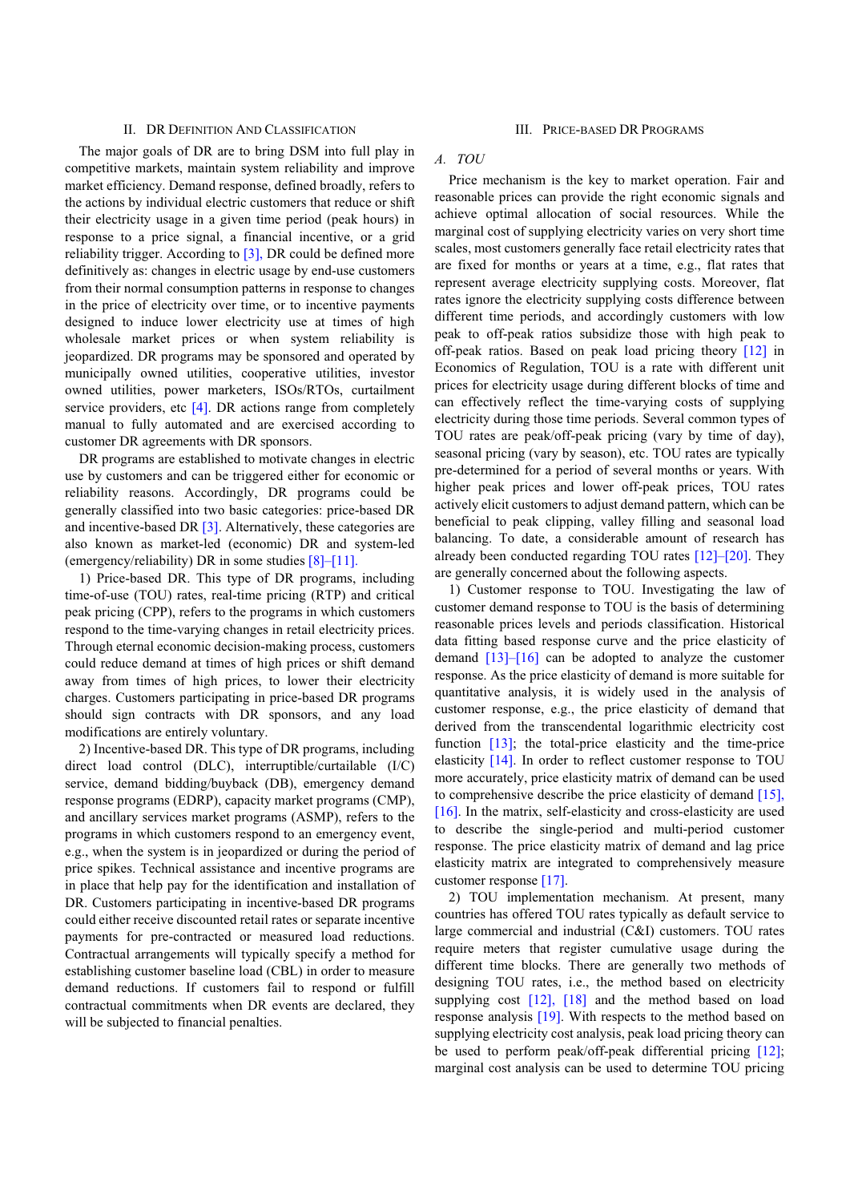## II. DR Definition and Classification

The major goals of DR are to bring DSM into full play in competitive markets, maintain system reliability and improve market efficiency. Demand response, defined broadly, refers to the actions by individual electric customers that reduce or shift their electricity usage in a given time period (peak hours) in response to a price signal, a financial incentive, or a grid reliability trigger. According to [3], DR could be defined more definitively as: changes in electric usage by end-use customers from their normal consumption patterns in response to changes in the price of electricity over time, or to incentive payments designed to induce lower electricity use at times of high wholesale market prices or when system reliability is jeopardized. DR programs may be sponsored and operated by municipally owned utilities, cooperative utilities, investor owned utilities, power marketers, ISOs/RTOs, curtailment service providers, etc [4]. DR actions range from completely manual to fully automated and are exercised according to customer DR agreements with DR sponsors.

DR programs are established to motivate changes in electric use by customers and can be triggered either for economic or reliability reasons. Accordingly, DR programs could be generally classified into two basic categories: price-based DR and incentive-based DR [3]. Alternatively, these categories are also known as market-led (economic) DR and system-led (emergency/reliability) DR in some studies [8]–[11].

1) Price-based DR. This type of DR programs, including time-of-use (TOU) rates, real-time pricing (RTP) and critical peak pricing (CPP), refers to the programs in which customers respond to the time-varying changes in retail electricity prices. Through eternal economic decision-making process, customers could reduce demand at times of high prices or shift demand away from times of high prices, to lower their electricity charges. Customers participating in price-based DR programs should sign contracts with DR sponsors, and any load modifications are entirely voluntary.

2) Incentive-based DR. This type of DR programs, including direct load control (DLC), interruptible/curtailable (I/C) service, demand bidding/buyback (DB), emergency demand response programs (EDRP), capacity market programs (CMP), and ancillary services market programs (ASMP), refers to the programs in which customers respond to an emergency event, e.g., when the system is in jeopardized or during the period of price spikes. Technical assistance and incentive programs are in place that help pay for the identification and installation of DR. Customers participating in incentive-based DR programs could either receive discounted retail rates or separate incentive payments for pre-contracted or measured load reductions. Contractual arrangements will typically specify a method for establishing customer baseline load (CBL) in order to measure demand reductions. If customers fail to respond or fulfill contractual commitments when DR events are declared, they will be subjected to financial penalties.

## III. Price-based DR Programs

### A. TOU

Price mechanism is the key to market operation. Fair and reasonable prices can provide the right economic signals and achieve optimal allocation of social resources. While the marginal cost of supplying electricity varies on very short time scales, most customers generally face retail electricity rates that are fixed for months or years at a time, e.g., flat rates that represent average electricity supplying costs. Moreover, flat rates ignore the electricity supplying costs difference between different time periods, and accordingly customers with low peak to off-peak ratios subsidize those with high peak to off-peak ratios. Based on peak load pricing theory [12] in Economics of Regulation, TOU is a rate with different unit prices for electricity usage during different blocks of time and can effectively reflect the time-varying costs of supplying electricity during those time periods. Several common types of TOU rates are peak/off-peak pricing (vary by time of day), seasonal pricing (vary by season), etc. TOU rates are typically pre-determined for a period of several months or years. With higher peak prices and lower off-peak prices, TOU rates actively elicit customers to adjust demand pattern, which can be beneficial to peak clipping, valley filling and seasonal load balancing. To date, a considerable amount of research has already been conducted regarding TOU rates [12]–[20]. They are generally concerned about the following aspects.

1) Customer response to TOU. Investigating the law of customer demand response to TOU is the basis of determining reasonable prices levels and periods classification. Historical data fitting based response curve and the price elasticity of demand [13]–[16] can be adopted to analyze the customer response. As the price elasticity of demand is more suitable for quantitative analysis, it is widely used in the analysis of customer response, e.g., the price elasticity of demand that derived from the transcendental logarithmic electricity cost function [13]; the total-price elasticity and the time-price elasticity [14]. In order to reflect customer response to TOU more accurately, price elasticity matrix of demand can be used to comprehensive describe the price elasticity of demand [15], [16]. In the matrix, self-elasticity and cross-elasticity are used to describe the single-period and multi-period customer response. The price elasticity matrix of demand and lag price elasticity matrix are integrated to comprehensively measure customer response [17].

2) TOU implementation mechanism. At present, many countries has offered TOU rates typically as default service to large commercial and industrial (C&I) customers. TOU rates require meters that register cumulative usage during the different time blocks. There are generally two methods of designing TOU rates, i.e., the method based on electricity supplying cost [12], [18] and the method based on load response analysis [19]. With respects to the method based on supplying electricity cost analysis, peak load pricing theory can be used to perform peak/off-peak differential pricing [12]; marginal cost analysis can be used to determine TOU pricing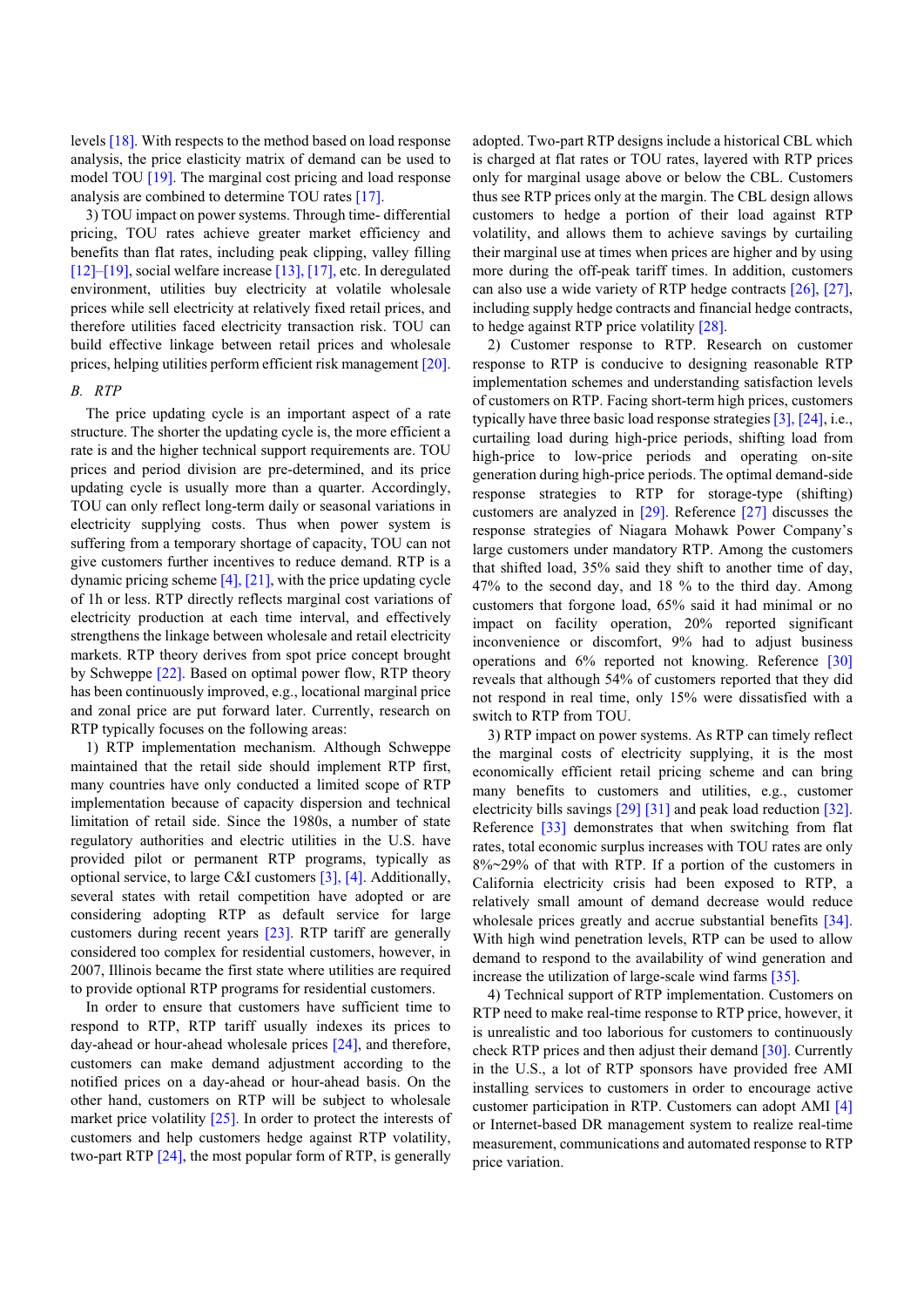levels [18]. With respects to the method based on load response analysis, the price elasticity matrix of demand can be used to model TOU [19]. The marginal cost pricing and load response analysis are combined to determine TOU rates [17].

3) TOU impact on power systems. Through time- differential pricing, TOU rates achieve greater market efficiency and benefits than flat rates, including peak clipping, valley filling [12]–[19], social welfare increase [13], [17], etc. In deregulated environment, utilities buy electricity at volatile wholesale prices while sell electricity at relatively fixed retail prices, and therefore utilities faced electricity transaction risk. TOU can build effective linkage between retail prices and wholesale prices, helping utilities perform efficient risk management [20].

### B. RTP

The price updating cycle is an important aspect of a rate structure. The shorter the updating cycle is, the more efficient a rate is and the higher technical support requirements are. TOU prices and period division are pre-determined, and its price updating cycle is usually more than a quarter. Accordingly, TOU can only reflect long-term daily or seasonal variations in electricity supplying costs. Thus when power system is suffering from a temporary shortage of capacity, TOU can not give customers further incentives to reduce demand. RTP is a dynamic pricing scheme [4], [21], with the price updating cycle of 1h or less. RTP directly reflects marginal cost variations of electricity production at each time interval, and effectively strengthens the linkage between wholesale and retail electricity markets. RTP theory derives from spot price concept brought by Schweppe [22]. Based on optimal power flow, RTP theory has been continuously improved, e.g., locational marginal price and zonal price are put forward later. Currently, research on RTP typically focuses on the following areas:

1) RTP implementation mechanism. Although Schweppe maintained that the retail side should implement RTP first, many countries have only conducted a limited scope of RTP implementation because of capacity dispersion and technical limitation of retail side. Since the 1980s, a number of state regulatory authorities and electric utilities in the U.S. have provided pilot or permanent RTP programs, typically as optional service, to large C&I customers [3], [4]. Additionally, several states with retail competition have adopted or are considering adopting RTP as default service for large customers during recent years [23]. RTP tariff are generally considered too complex for residential customers, however, in 2007, Illinois became the first state where utilities are required to provide optional RTP programs for residential customers.

In order to ensure that customers have sufficient time to respond to RTP, RTP tariff usually indexes its prices to day-ahead or hour-ahead wholesale prices [24], and therefore, customers can make demand adjustment according to the notified prices on a day-ahead or hour-ahead basis. On the other hand, customers on RTP will be subject to wholesale market price volatility [25]. In order to protect the interests of customers and help customers hedge against RTP volatility, two-part RTP [24], the most popular form of RTP, is generally adopted. Two-part RTP designs include a historical CBL which is charged at flat rates or TOU rates, layered with RTP prices only for marginal usage above or below the CBL. Customers thus see RTP prices only at the margin. The CBL design allows customers to hedge a portion of their load against RTP volatility, and allows them to achieve savings by curtailing their marginal use at times when prices are higher and by using more during the off-peak tariff times. In addition, customers can also use a wide variety of RTP hedge contracts [26], [27], including supply hedge contracts and financial hedge contracts, to hedge against RTP price volatility [28].

2) Customer response to RTP. Research on customer response to RTP is conducive to designing reasonable RTP implementation schemes and understanding satisfaction levels of customers on RTP. Facing short-term high prices, customers typically have three basic load response strategies [3], [24], i.e., curtailing load during high-price periods, shifting load from high-price to low-price periods and operating on-site generation during high-price periods. The optimal demand-side response strategies to RTP for storage-type (shifting) customers are analyzed in [29]. Reference [27] discusses the response strategies of Niagara Mohawk Power Company's large customers under mandatory RTP. Among the customers that shifted load, 35% said they shift to another time of day, 47% to the second day, and 18 % to the third day. Among customers that forgone load, 65% said it had minimal or no impact on facility operation, 20% reported significant inconvenience or discomfort, 9% had to adjust business operations and 6% reported not knowing. Reference [30] reveals that although 54% of customers reported that they did not respond in real time, only 15% were dissatisfied with a switch to RTP from TOU.

3) RTP impact on power systems. As RTP can timely reflect the marginal costs of electricity supplying, it is the most economically efficient retail pricing scheme and can bring many benefits to customers and utilities, e.g., customer electricity bills savings [29] [31] and peak load reduction [32]. Reference [33] demonstrates that when switching from flat rates, total economic surplus increases with TOU rates are only 8%~29% of that with RTP. If a portion of the customers in California electricity crisis had been exposed to RTP, a relatively small amount of demand decrease would reduce wholesale prices greatly and accrue substantial benefits [34]. With high wind penetration levels, RTP can be used to allow demand to respond to the availability of wind generation and increase the utilization of large-scale wind farms [35].

4) Technical support of RTP implementation. Customers on RTP need to make real-time response to RTP price, however, it is unrealistic and too laborious for customers to continuously check RTP prices and then adjust their demand [30]. Currently in the U.S., a lot of RTP sponsors have provided free AMI installing services to customers in order to encourage active customer participation in RTP. Customers can adopt AMI [4] or Internet-based DR management system to realize real-time measurement, communications and automated response to RTP price variation.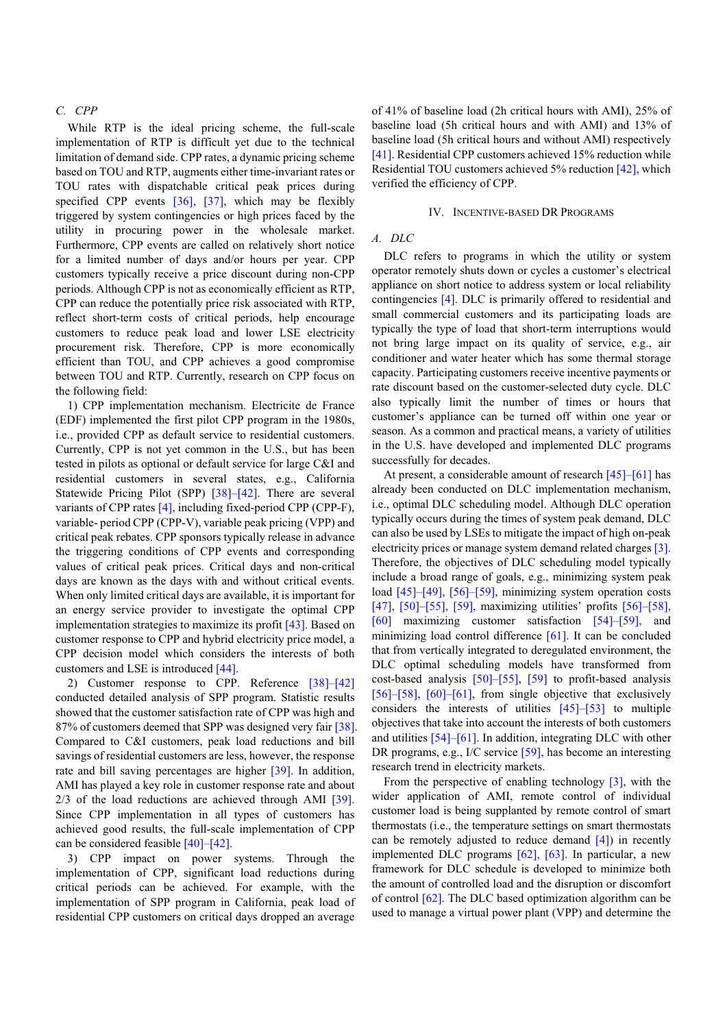### C. CPP

While RTP is the ideal pricing scheme, the full-scale implementation of RTP is difficult yet due to the technical limitation of demand side. CPP rates, a dynamic pricing scheme based on TOU and RTP, augments either time-invariant rates or TOU rates with dispatchable critical peak prices during specified CPP events [36], [37], which may be flexibly triggered by system contingencies or high prices faced by the utility in procuring power in the wholesale market. Furthermore, CPP events are called on relatively short notice for a limited number of days and/or hours per year. CPP customers typically receive a price discount during non-CPP periods. Although CPP is not as economically efficient as RTP, CPP can reduce the potentially price risk associated with RTP, reflect short-term costs of critical periods, help encourage customers to reduce peak load and lower LSE electricity procurement risk. Therefore, CPP is more economically efficient than TOU, and CPP achieves a good compromise between TOU and RTP. Currently, research on CPP focus on the following field:

1) CPP implementation mechanism. Electricite de France (EDF) implemented the first pilot CPP program in the 1980s, i.e., provided CPP as default service to residential customers. Currently, CPP is not yet common in the U.S., but has been tested in pilots as optional or default service for large C&I and residential customers in several states, e.g., California Statewide Pricing Pilot (SPP) [38]–[42]. There are several variants of CPP rates [4], including fixed-period CPP (CPP-F), variable- period CPP (CPP-V), variable peak pricing (VPP) and critical peak rebates. CPP sponsors typically release in advance the triggering conditions of CPP events and corresponding values of critical peak prices. Critical days and non-critical days are known as the days with and without critical events. When only limited critical days are available, it is important for an energy service provider to investigate the optimal CPP implementation strategies to maximize its profit [43]. Based on customer response to CPP and hybrid electricity price model, a CPP decision model which considers the interests of both customers and LSE is introduced [44].

2) Customer response to CPP. Reference [38]–[42] conducted detailed analysis of SPP program. Statistic results showed that the customer satisfaction rate of CPP was high and 87% of customers deemed that SPP was designed very fair [38]. Compared to C&I customers, peak load reductions and bill savings of residential customers are less, however, the response rate and bill saving percentages are higher [39]. In addition, AMI has played a key role in customer response rate and about 2/3 of the load reductions are achieved through AMI [39]. Since CPP implementation in all types of customers has achieved good results, the full-scale implementation of CPP can be considered feasible [40]–[42].

3) CPP impact on power systems. Through the implementation of CPP, significant load reductions during critical periods can be achieved. For example, with the implementation of SPP program in California, peak load of residential CPP customers on critical days dropped an average of 41% of baseline load (2h critical hours with AMI), 25% of baseline load (5h critical hours and with AMI) and 13% of baseline load (5h critical hours and without AMI) respectively [41]. Residential CPP customers achieved 15% reduction while Residential TOU customers achieved 5% reduction [42], which verified the efficiency of CPP.

## IV. Incentive-based DR Programs

### A. DLC

DLC refers to programs in which the utility or system operator remotely shuts down or cycles a customer's electrical appliance on short notice to address system or local reliability contingencies [4]. DLC is primarily offered to residential and small commercial customers and its participating loads are typically the type of load that short-term interruptions would not bring large impact on its quality of service, e.g., air conditioner and water heater which has some thermal storage capacity. Participating customers receive incentive payments or rate discount based on the customer-selected duty cycle. DLC also typically limit the number of times or hours that customer's appliance can be turned off within one year or season. As a common and practical means, a variety of utilities in the U.S. have developed and implemented DLC programs successfully for decades.

At present, a considerable amount of research [45]–[61] has already been conducted on DLC implementation mechanism, i.e., optimal DLC scheduling model. Although DLC operation typically occurs during the times of system peak demand, DLC can also be used by LSEs to mitigate the impact of high on-peak electricity prices or manage system demand related charges [3]. Therefore, the objectives of DLC scheduling model typically include a broad range of goals, e.g., minimizing system peak load [45]–[49], [56]–[59], minimizing system operation costs [47], [50]–[55], [59], maximizing utilities' profits [56]–[58], [60] maximizing customer satisfaction [54]–[59], and minimizing load control difference [61]. It can be concluded that from vertically integrated to deregulated environment, the DLC optimal scheduling models have transformed from cost-based analysis [50]–[55], [59] to profit-based analysis [56]–[58], [60]–[61], from single objective that exclusively considers the interests of utilities [45]–[53] to multiple objectives that take into account the interests of both customers and utilities [54]–[61]. In addition, integrating DLC with other DR programs, e.g., I/C service [59], has become an interesting research trend in electricity markets.

From the perspective of enabling technology [3], with the wider application of AMI, remote control of individual customer load is being supplanted by remote control of smart thermostats (i.e., the temperature settings on smart thermostats can be remotely adjusted to reduce demand [4]) in recently implemented DLC programs [62], [63]. In particular, a new framework for DLC schedule is developed to minimize both the amount of controlled load and the disruption or discomfort of control [62]. The DLC based optimization algorithm can be used to manage a virtual power plant (VPP) and determine the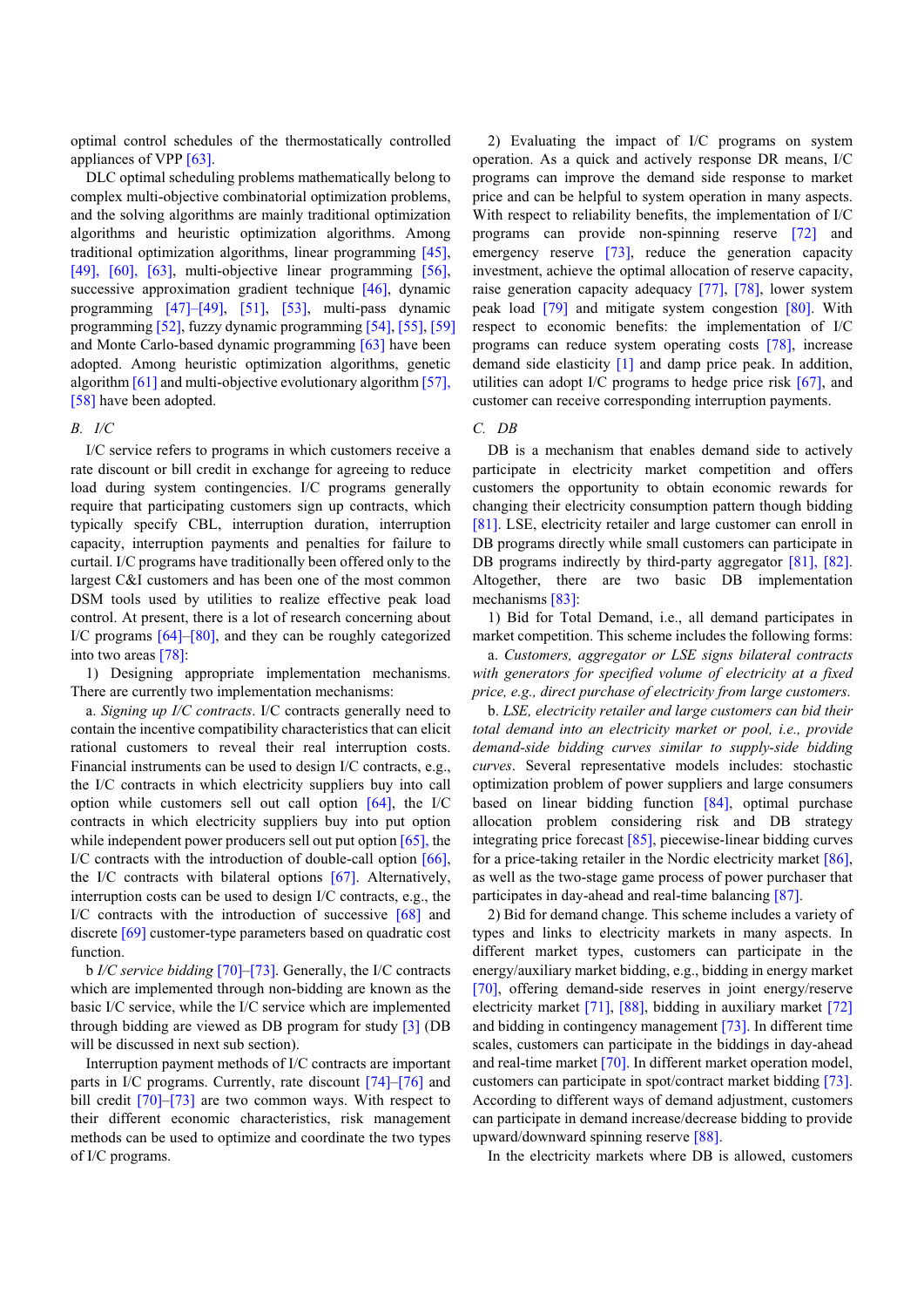optimal control schedules of the thermostatically controlled appliances of VPP [63].

DLC optimal scheduling problems mathematically belong to complex multi-objective combinatorial optimization problems, and the solving algorithms are mainly traditional optimization algorithms and heuristic optimization algorithms. Among traditional optimization algorithms, linear programming [45], [49], [60], [63], multi-objective linear programming [56], successive approximation gradient technique [46], dynamic programming [47]–[49], [51], [53], multi-pass dynamic programming [52], fuzzy dynamic programming [54], [55], [59] and Monte Carlo-based dynamic programming [63] have been adopted. Among heuristic optimization algorithms, genetic algorithm [61] and multi-objective evolutionary algorithm [57], [58] have been adopted.

### B. I/C

I/C service refers to programs in which customers receive a rate discount or bill credit in exchange for agreeing to reduce load during system contingencies. I/C programs generally require that participating customers sign up contracts, which typically specify CBL, interruption duration, interruption capacity, interruption payments and penalties for failure to curtail. I/C programs have traditionally been offered only to the largest C&I customers and has been one of the most common DSM tools used by utilities to realize effective peak load control. At present, there is a lot of research concerning about I/C programs [64]–[80], and they can be roughly categorized into two areas [78]:

1) Designing appropriate implementation mechanisms. There are currently two implementation mechanisms:

a. *Signing up I/C contracts*. I/C contracts generally need to contain the incentive compatibility characteristics that can elicit rational customers to reveal their real interruption costs. Financial instruments can be used to design I/C contracts, e.g., the I/C contracts in which electricity suppliers buy into call option while customers sell out call option [64], the I/C contracts in which electricity suppliers buy into put option while independent power producers sell out put option [65], the I/C contracts with the introduction of double-call option [66], the I/C contracts with bilateral options [67]. Alternatively, interruption costs can be used to design I/C contracts, e.g., the I/C contracts with the introduction of successive [68] and discrete [69] customer-type parameters based on quadratic cost function.

b *I/C service bidding* [70]–[73]. Generally, the I/C contracts which are implemented through non-bidding are known as the basic I/C service, while the I/C service which are implemented through bidding are viewed as DB program for study [3] (DB will be discussed in next sub section).

Interruption payment methods of I/C contracts are important parts in I/C programs. Currently, rate discount [74]–[76] and bill credit [70]–[73] are two common ways. With respect to their different economic characteristics, risk management methods can be used to optimize and coordinate the two types of I/C programs.

2) Evaluating the impact of I/C programs on system operation. As a quick and actively response DR means, I/C programs can improve the demand side response to market price and can be helpful to system operation in many aspects. With respect to reliability benefits, the implementation of I/C programs can provide non-spinning reserve [72] and emergency reserve [73], reduce the generation capacity investment, achieve the optimal allocation of reserve capacity, raise generation capacity adequacy [77], [78], lower system peak load [79] and mitigate system congestion [80]. With respect to economic benefits: the implementation of I/C programs can reduce system operating costs [78], increase demand side elasticity [1] and damp price peak. In addition, utilities can adopt I/C programs to hedge price risk [67], and customer can receive corresponding interruption payments.

### C. DB

DB is a mechanism that enables demand side to actively participate in electricity market competition and offers customers the opportunity to obtain economic rewards for changing their electricity consumption pattern though bidding [81]. LSE, electricity retailer and large customer can enroll in DB programs directly while small customers can participate in DB programs indirectly by third-party aggregator [81], [82]. Altogether, there are two basic DB implementation mechanisms [83]:

1) Bid for Total Demand, i.e., all demand participates in market competition. This scheme includes the following forms:

a. *Customers, aggregator or LSE signs bilateral contracts with generators for specified volume of electricity at a fixed price, e.g., direct purchase of electricity from large customers.*

b. *LSE, electricity retailer and large customers can bid their total demand into an electricity market or pool, i.e., provide demand-side bidding curves similar to supply-side bidding curves*. Several representative models includes: stochastic optimization problem of power suppliers and large consumers based on linear bidding function [84], optimal purchase allocation problem considering risk and DB strategy integrating price forecast [85], piecewise-linear bidding curves for a price-taking retailer in the Nordic electricity market [86], as well as the two-stage game process of power purchaser that participates in day-ahead and real-time balancing [87].

2) Bid for demand change. This scheme includes a variety of types and links to electricity markets in many aspects. In different market types, customers can participate in the energy/auxiliary market bidding, e.g., bidding in energy market [70], offering demand-side reserves in joint energy/reserve electricity market [71], [88], bidding in auxiliary market [72] and bidding in contingency management [73]. In different time scales, customers can participate in the biddings in day-ahead and real-time market [70]. In different market operation model, customers can participate in spot/contract market bidding [73]. According to different ways of demand adjustment, customers can participate in demand increase/decrease bidding to provide upward/downward spinning reserve [88].

In the electricity markets where DB is allowed, customers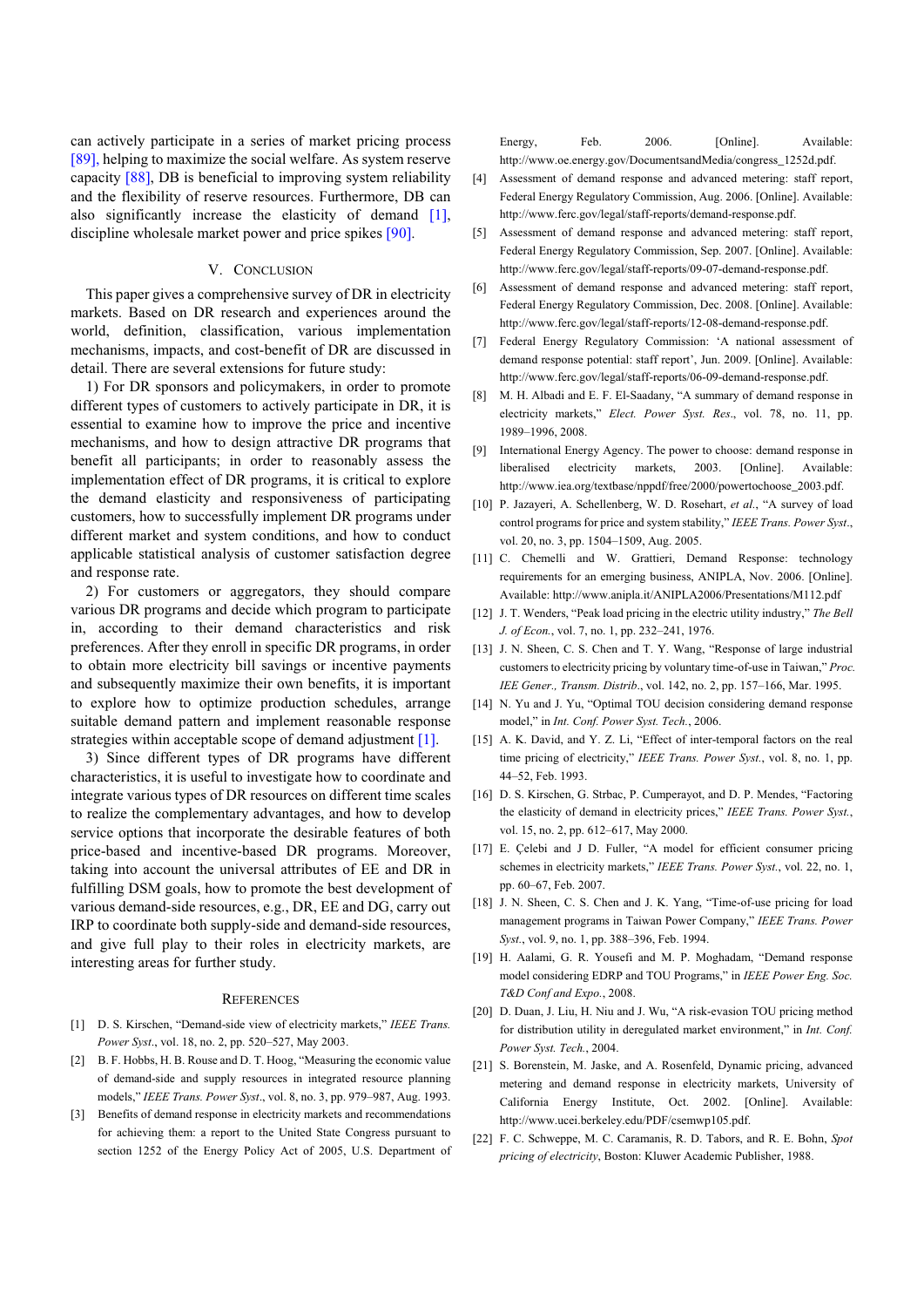can actively participate in a series of market pricing process [89], helping to maximize the social welfare. As system reserve capacity [88], DB is beneficial to improving system reliability and the flexibility of reserve resources. Furthermore, DB can also significantly increase the elasticity of demand [1], discipline wholesale market power and price spikes [90].

## V. Conclusion

This paper gives a comprehensive survey of DR in electricity markets. Based on DR research and experiences around the world, definition, classification, various implementation mechanisms, impacts, and cost-benefit of DR are discussed in detail. There are several extensions for future study:

1) For DR sponsors and policymakers, in order to promote different types of customers to actively participate in DR, it is essential to examine how to improve the price and incentive mechanisms, and how to design attractive DR programs that benefit all participants; in order to reasonably assess the implementation effect of DR programs, it is critical to explore the demand elasticity and responsiveness of participating customers, how to successfully implement DR programs under different market and system conditions, and how to conduct applicable statistical analysis of customer satisfaction degree and response rate.

2) For customers or aggregators, they should compare various DR programs and decide which program to participate in, according to their demand characteristics and risk preferences. After they enroll in specific DR programs, in order to obtain more electricity bill savings or incentive payments and subsequently maximize their own benefits, it is important to explore how to optimize production schedules, arrange suitable demand pattern and implement reasonable response strategies within acceptable scope of demand adjustment [1].

3) Since different types of DR programs have different characteristics, it is useful to investigate how to coordinate and integrate various types of DR resources on different time scales to realize the complementary advantages, and how to develop service options that incorporate the desirable features of both price-based and incentive-based DR programs. Moreover, taking into account the universal attributes of EE and DR in fulfilling DSM goals, how to promote the best development of various demand-side resources, e.g., DR, EE and DG, carry out IRP to coordinate both supply-side and demand-side resources, and give full play to their roles in electricity markets, are interesting areas for further study.

## References

[1] D. S. Kirschen, "Demand-side view of electricity markets," *IEEE Trans. Power Syst*., vol. 18, no. 2, pp. 520–527, May 2003.

[2] B. F. Hobbs, H. B. Rouse and D. T. Hoog, "Measuring the economic value of demand-side and supply resources in integrated resource planning models," *IEEE Trans. Power Syst*., vol. 8, no. 3, pp. 979–987, Aug. 1993.

[3] Benefits of demand response in electricity markets and recommendations for achieving them: a report to the United State Congress pursuant to section 1252 of the Energy Policy Act of 2005, U.S. Department of Energy, Feb. 2006. [Online]. Available: http://www.oe.energy.gov/DocumentsandMedia/congress_1252d.pdf.

[4] Assessment of demand response and advanced metering: staff report, Federal Energy Regulatory Commission, Aug. 2006. [Online]. Available: http://www.ferc.gov/legal/staff-reports/demand-response.pdf.

[5] Assessment of demand response and advanced metering: staff report, Federal Energy Regulatory Commission, Sep. 2007. [Online]. Available: http://www.ferc.gov/legal/staff-reports/09-07-demand-response.pdf.

[6] Assessment of demand response and advanced metering: staff report, Federal Energy Regulatory Commission, Dec. 2008. [Online]. Available: http://www.ferc.gov/legal/staff-reports/12-08-demand-response.pdf.

[7] Federal Energy Regulatory Commission: 'A national assessment of demand response potential: staff report', Jun. 2009. [Online]. Available: http://www.ferc.gov/legal/staff-reports/06-09-demand-response.pdf.

[8] M. H. Albadi and E. F. El-Saadany, "A summary of demand response in electricity markets," *Elect. Power Syst. Res*., vol. 78, no. 11, pp. 1989–1996, 2008.

[9] International Energy Agency. The power to choose: demand response in liberalised electricity markets, 2003. [Online]. Available: http://www.iea.org/textbase/nppdf/free/2000/powertochoose_2003.pdf.

[10] P. Jazayeri, A. Schellenberg, W. D. Rosehart, *et al.*, "A survey of load control programs for price and system stability," *IEEE Trans. Power Syst*., vol. 20, no. 3, pp. 1504–1509, Aug. 2005.

[11] C. Chemelli and W. Grattieri, Demand Response: technology requirements for an emerging business, ANIPLA, Nov. 2006. [Online]. Available: http://www.anipla.it/ANIPLA2006/Presentations/M112.pdf

[12] J. T. Wenders, "Peak load pricing in the electric utility industry," *The Bell J. of Econ.*, vol. 7, no. 1, pp. 232–241, 1976.

[13] J. N. Sheen, C. S. Chen and T. Y. Wang, "Response of large industrial customers to electricity pricing by voluntary time-of-use in Taiwan," *Proc. IEE Gener., Transm. Distrib*., vol. 142, no. 2, pp. 157–166, Mar. 1995.

[14] N. Yu and J. Yu, "Optimal TOU decision considering demand response model," in *Int. Conf. Power Syst. Tech.*, 2006.

[15] A. K. David, and Y. Z. Li, "Effect of inter-temporal factors on the real time pricing of electricity," *IEEE Trans. Power Syst*., vol. 8, no. 1, pp. 44–52, Feb. 1993.

[16] D. S. Kirschen, G. Strbac, P. Cumperayot, and D. P. Mendes, "Factoring the elasticity of demand in electricity prices," *IEEE Trans. Power Syst.*, vol. 15, no. 2, pp. 612–617, May 2000.

[17] E. Çelebi and J D. Fuller, "A model for efficient consumer pricing schemes in electricity markets," *IEEE Trans. Power Syst*., vol. 22, no. 1, pp. 60–67, Feb. 2007.

[18] J. N. Sheen, C. S. Chen and J. K. Yang, "Time-of-use pricing for load management programs in Taiwan Power Company," *IEEE Trans. Power Syst*., vol. 9, no. 1, pp. 388–396, Feb. 1994.

[19] H. Aalami, G. R. Yousefi and M. P. Moghadam, "Demand response model considering EDRP and TOU Programs," in *IEEE Power Eng. Soc. T&D Conf and Expo.*, 2008.

[20] D. Duan, J. Liu, H. Niu and J. Wu, "A risk-evasion TOU pricing method for distribution utility in deregulated market environment," in *Int. Conf. Power Syst. Tech.*, 2004.

[21] S. Borenstein, M. Jaske, and A. Rosenfeld, Dynamic pricing, advanced metering and demand response in electricity markets, University of California Energy Institute, Oct. 2002. [Online]. Available: http://www.ucei.berkeley.edu/PDF/csemwp105.pdf.

[22] F. C. Schweppe, M. C. Caramanis, R. D. Tabors, and R. E. Bohn, *Spot pricing of electricity*, Boston: Kluwer Academic Publisher, 1988.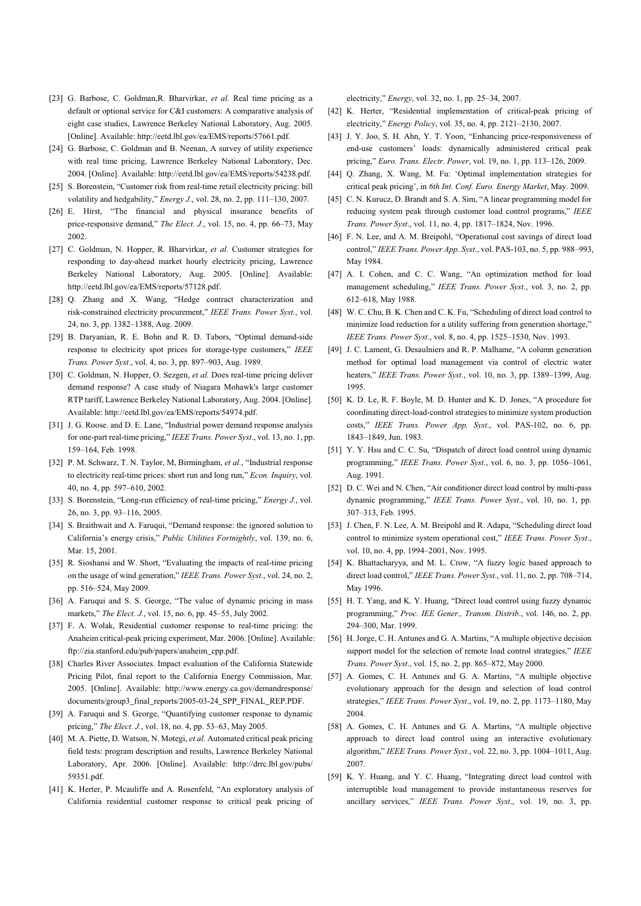[23] G. Barbose, C. Goldman,R. Bharvirkar, *et al.* Real time pricing as a default or optional service for C&I customers: A comparative analysis of eight case studies, Lawrence Berkeley National Laboratory, Aug. 2005. [Online]. Available: http://eetd.lbl.gov/ea/EMS/reports/57661.pdf.

[24] G. Barbose, C. Goldman and B. Neenan, A survey of utility experience with real time pricing, Lawrence Berkeley National Laboratory, Dec. 2004. [Online]. Available: http://eetd.lbl.gov/ea/EMS/reports/54238.pdf.

[25] S. Borenstein, "Customer risk from real-time retail electricity pricing: bill volatility and hedgability," *Energy J*., vol. 28, no. 2, pp. 111–130, 2007.

[26] E. Hirst, "The financial and physical insurance benefits of price-responsive demand," *The Elect. J.*, vol. 15, no. 4, pp. 66–73, May 2002.

[27] C. Goldman, N. Hopper, R. Bharvirkar, *et al.* Customer strategies for responding to day-ahead market hourly electricity pricing, Lawrence Berkeley National Laboratory, Aug. 2005. [Online]. Available: http://eetd.lbl.gov/ea/EMS/reports/57128.pdf.

[28] Q. Zhang and X. Wang, "Hedge contract characterization and risk-constrained electricity procurement," *IEEE Trans. Power Syst.*, vol. 24, no. 3, pp. 1382–1388, Aug. 2009.

[29] B. Daryanian, R. E. Bohn and R. D. Tabors, "Optimal demand-side response to electricity spot prices for storage-type customers," *IEEE Trans. Power Syst*., vol. 4, no. 3, pp. 897–903, Aug. 1989.

[30] C. Goldman, N. Hopper, O. Sezgen, *et al.* Does real-time pricing deliver demand response? A case study of Niagara Mohawk's large customer RTP tariff, Lawrence Berkeley National Laboratory, Aug. 2004. [Online]. Available: http://eetd.lbl.gov/ea/EMS/reports/54974.pdf.

[31] J. G. Roose. and D. E. Lane, "Industrial power demand response analysis for one-part real-time pricing," *IEEE Trans. Power Syst*., vol. 13, no. 1, pp. 159–164, Feb. 1998.

[32] P. M. Schwarz, T. N. Taylor, M, Birmingham, *et al.*, "Industrial response to electricity real-time prices: short run and long run," *Econ. Inquiry*, vol. 40, no. 4, pp. 597–610, 2002.

[33] S. Borenstein, "Long-run efficiency of real-time pricing," *Energy J.*, vol. 26, no. 3, pp. 93–116, 2005.

[34] S. Braithwait and A. Faruqui, "Demand response: the ignored solution to California's energy crisis," *Public Utilities Fortnightly*, vol. 139, no. 6, Mar. 15, 2001.

[35] R. Sioshansi and W. Short, "Evaluating the impacts of real-time pricing on the usage of wind generation," *IEEE Trans. Power Syst*., vol. 24, no. 2, pp. 516–524, May 2009.

[36] A. Faruqui and S. S. George, "The value of dynamic pricing in mass markets," *The Elect. J.*, vol. 15, no. 6, pp. 45–55, July 2002.

[37] F. A. Wolak, Residential customer response to real-time pricing: the Anaheim critical-peak pricing experiment, Mar. 2006. [Online]. Available: ftp://zia.stanford.edu/pub/papers/anaheim_cpp.pdf.

[38] Charles River Associates. Impact evaluation of the California Statewide Pricing Pilot, final report to the California Energy Commission, Mar. 2005. [Online]. Available: http://www.energy.ca.gov/demandresponse/documents/group3_final_reports/2005-03-24_SPP_FINAL_REP.PDF.

[39] A. Faruqui and S. George, "Quantifying customer response to dynamic pricing," *The Elect. J.*, vol. 18, no. 4, pp. 53–63, May 2005.

[40] M. A. Piette, D. Watson, N. Motegi, *et al.* Automated critical peak pricing field tests: program description and results, Lawrence Berkeley National Laboratory, Apr. 2006. [Online]. Available: http://drrc.lbl.gov/pubs/59351.pdf.

[41] K. Herter, P. Mcauliffe and A. Rosenfeld, "An exploratory analysis of California residential customer response to critical peak pricing of electricity," *Energy*, vol. 32, no. 1, pp. 25–34, 2007.

[42] K. Herter, "Residential implementation of critical-peak pricing of electricity," *Energy Policy*, vol. 35, no. 4, pp. 2121–2130, 2007.

[43] J. Y. Joo, S. H. Ahn, Y. T. Yoon, "Enhancing price-responsiveness of end-use customers' loads: dynamically administered critical peak pricing," *Euro. Trans. Electr. Power*, vol. 19, no. 1, pp. 113–126, 2009.

[44] Q. Zhang, X. Wang, M. Fu: 'Optimal implementation strategies for critical peak pricing', in *6th Int. Conf. Euro. Energy Market*, May. 2009.

[45] C. N. Kurucz, D. Brandt and S. A. Sim, "A linear programming model for reducing system peak through customer load control programs," *IEEE Trans. Power Syst*., vol. 11, no. 4, pp. 1817–1824, Nov. 1996.

[46] F. N. Lee, and A. M. Breipohl, "Operational cost savings of direct load control," *IEEE Trans. Power App. Syst*., vol. PAS-103, no. 5, pp. 988–993, May 1984.

[47] A. I. Cohen, and C. C. Wang, "An optimization method for load management scheduling," *IEEE Trans. Power Syst*., vol. 3, no. 2, pp. 612–618, May 1988.

[48] W. C. Chu, B. K. Chen and C. K. Fu, "Scheduling of direct load control to minimize load reduction for a utility suffering from generation shortage," *IEEE Trans. Power Syst*., vol. 8, no. 4, pp. 1525–1530, Nov. 1993.

[49] J. C. Lament, G. Desaulniers and R. P. Malhame, "A column generation method for optimal load management via control of electric water heaters," *IEEE Trans. Power Syst*., vol. 10, no. 3, pp. 1389–1399, Aug. 1995.

[50] K. D. Le, R. F. Boyle, M. D. Hunter and K. D. Jones, "A procedure for coordinating direct-load-control strategies to minimize system production costs," *IEEE Trans. Power App. Syst*., vol. PAS-102, no. 6, pp. 1843–1849, Jun. 1983.

[51] Y. Y. Hsu and C. C. Su, "Dispatch of direct load control using dynamic programming," *IEEE Trans. Power Syst*., vol. 6, no. 3, pp. 1056–1061, Aug. 1991.

[52] D. C. Wei and N. Chen, "Air conditioner direct load control by multi-pass dynamic programming," *IEEE Trans. Power Syst*., vol. 10, no. 1, pp. 307–313, Feb. 1995.

[53] J. Chen, F. N. Lee, A. M. Breipohl and R. Adapa, "Scheduling direct load control to minimize system operational cost," *IEEE Trans. Power Syst*., vol. 10, no. 4, pp. 1994–2001, Nov. 1995.

[54] K. Bhattacharyya, and M. L. Crow, "A fuzzy logic based approach to direct load control," *IEEE Trans. Power Syst*., vol. 11, no. 2, pp. 708–714, May 1996.

[55] H. T. Yang, and K. Y. Huang, "Direct load control using fuzzy dynamic programming," *Proc. IEE Gener., Transm. Distrib*., vol. 146, no. 2, pp. 294–300, Mar. 1999.

[56] H. Jorge, C. H. Antunes and G. A. Martins, "A multiple objective decision support model for the selection of remote load control strategies," *IEEE Trans. Power Syst*., vol. 15, no. 2, pp. 865–872, May 2000.

[57] A. Gomes, C. H. Antunes and G. A. Martins, "A multiple objective evolutionary approach for the design and selection of load control strategies," *IEEE Trans. Power Syst*., vol. 19, no. 2, pp. 1173–1180, May 2004.

[58] A. Gomes, C. H. Antunes and G. A. Martins, "A multiple objective approach to direct load control using an interactive evolutionary algorithm," *IEEE Trans. Power Syst*., vol. 22, no. 3, pp. 1004–1011, Aug. 2007.

[59] K. Y. Huang, and Y. C. Huang, "Integrating direct load control with interruptible load management to provide instantaneous reserves for ancillary services," *IEEE Trans. Power Syst*., vol. 19, no. 3, pp.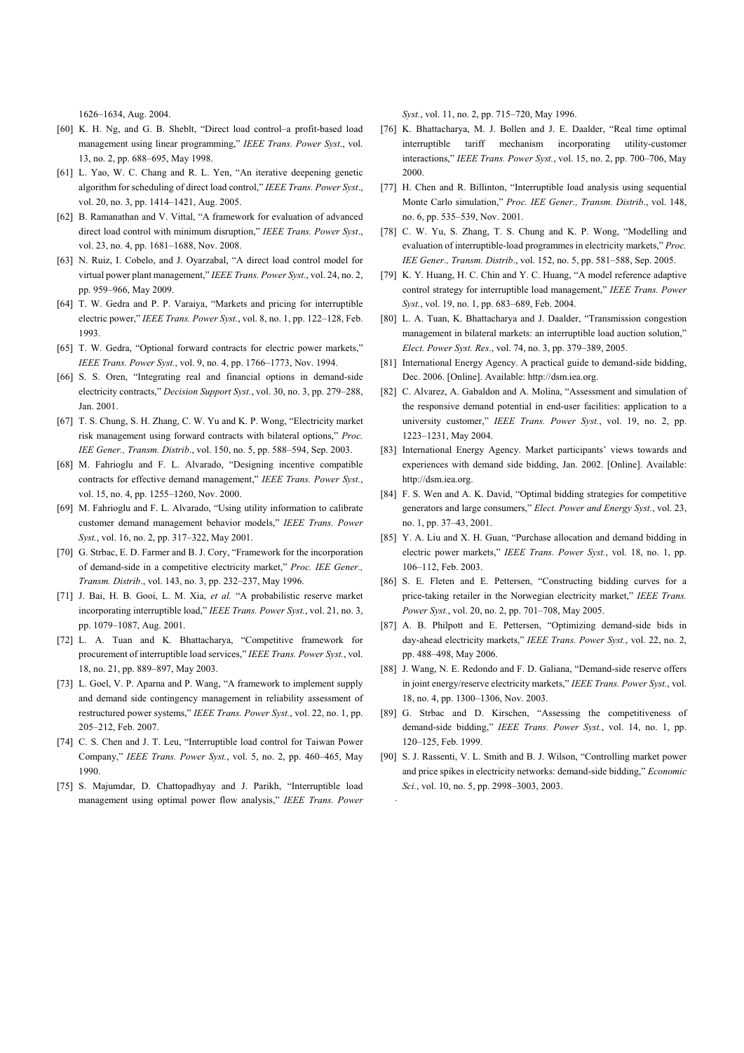1626–1634, Aug. 2004.

[60] K. H. Ng, and G. B. Sheblt, "Direct load control–a profit-based load management using linear programming," *IEEE Trans. Power Syst*., vol. 13, no. 2, pp. 688–695, May 1998.

[61] L. Yao, W. C. Chang and R. L. Yen, "An iterative deepening genetic algorithm for scheduling of direct load control," *IEEE Trans. Power Syst*., vol. 20, no. 3, pp. 1414–1421, Aug. 2005.

[62] B. Ramanathan and V. Vittal, "A framework for evaluation of advanced direct load control with minimum disruption," *IEEE Trans. Power Syst*., vol. 23, no. 4, pp. 1681–1688, Nov. 2008.

[63] N. Ruiz, I. Cobelo, and J. Oyarzabal, "A direct load control model for virtual power plant management," *IEEE Trans. Power Syst*., vol. 24, no. 2, pp. 959–966, May 2009.

[64] T. W. Gedra and P. P. Varaiya, "Markets and pricing for interruptible electric power," *IEEE Trans. Power Syst.*, vol. 8, no. 1, pp. 122–128, Feb. 1993.

[65] T. W. Gedra, "Optional forward contracts for electric power markets," *IEEE Trans. Power Syst.*, vol. 9, no. 4, pp. 1766–1773, Nov. 1994.

[66] S. S. Oren, "Integrating real and financial options in demand-side electricity contracts," *Decision Support Syst.*, vol. 30, no. 3, pp. 279–288, Jan. 2001.

[67] T. S. Chung, S. H. Zhang, C. W. Yu and K. P. Wong, "Electricity market risk management using forward contracts with bilateral options," *Proc. IEE Gener., Transm. Distrib*., vol. 150, no. 5, pp. 588–594, Sep. 2003.

[68] M. Fahrioglu and F. L. Alvarado, "Designing incentive compatible contracts for effective demand management," *IEEE Trans. Power Syst.*, vol. 15, no. 4, pp. 1255–1260, Nov. 2000.

[69] M. Fahrioglu and F. L. Alvarado, "Using utility information to calibrate customer demand management behavior models," *IEEE Trans. Power Syst.*, vol. 16, no. 2, pp. 317–322, May 2001.

[70] G. Strbac, E. D. Farmer and B. J. Cory, "Framework for the incorporation of demand-side in a competitive electricity market," *Proc. IEE Gener., Transm. Distrib*., vol. 143, no. 3, pp. 232–237, May 1996.

[71] J. Bai, H. B. Gooi, L. M. Xia, *et al.* "A probabilistic reserve market incorporating interruptible load," *IEEE Trans. Power Syst.*, vol. 21, no. 3, pp. 1079–1087, Aug. 2001.

[72] L. A. Tuan and K. Bhattacharya, "Competitive framework for procurement of interruptible load services," *IEEE Trans. Power Syst.*, vol. 18, no. 21, pp. 889–897, May 2003.

[73] L. Goel, V. P. Aparna and P. Wang, "A framework to implement supply and demand side contingency management in reliability assessment of restructured power systems," *IEEE Trans. Power Syst.*, vol. 22, no. 1, pp. 205–212, Feb. 2007.

[74] C. S. Chen and J. T. Leu, "Interruptible load control for Taiwan Power Company," *IEEE Trans. Power Syst.*, vol. 5, no. 2, pp. 460–465, May 1990.

[75] S. Majumdar, D. Chattopadhyay and J. Parikh, "Interruptible load management using optimal power flow analysis," *IEEE Trans. Power Syst.*, vol. 11, no. 2, pp. 715–720, May 1996.

[76] K. Bhattacharya, M. J. Bollen and J. E. Daalder, "Real time optimal interruptible tariff mechanism incorporating utility-customer interactions," *IEEE Trans. Power Syst.*, vol. 15, no. 2, pp. 700–706, May 2000.

[77] H. Chen and R. Billinton, "Interruptible load analysis using sequential Monte Carlo simulation," *Proc. IEE Gener., Transm. Distrib*., vol. 148, no. 6, pp. 535–539, Nov. 2001.

[78] C. W. Yu, S. Zhang, T. S. Chung and K. P. Wong, "Modelling and evaluation of interruptible-load programmes in electricity markets," *Proc. IEE Gener., Transm. Distrib*., vol. 152, no. 5, pp. 581–588, Sep. 2005.

[79] K. Y. Huang, H. C. Chin and Y. C. Huang, "A model reference adaptive control strategy for interruptible load management," *IEEE Trans. Power Syst.*, vol. 19, no. 1, pp. 683–689, Feb. 2004.

[80] L. A. Tuan, K. Bhattacharya and J. Daalder, "Transmission congestion management in bilateral markets: an interruptible load auction solution," *Elect. Power Syst. Res*., vol. 74, no. 3, pp. 379–389, 2005.

[81] International Energy Agency. A practical guide to demand-side bidding, Dec. 2006. [Online]. Available: http://dsm.iea.org.

[82] C. Alvarez, A. Gabaldon and A. Molina, "Assessment and simulation of the responsive demand potential in end-user facilities: application to a university customer," *IEEE Trans. Power Syst.*, vol. 19, no. 2, pp. 1223–1231, May 2004.

[83] International Energy Agency. Market participants' views towards and experiences with demand side bidding, Jan. 2002. [Online]. Available: http://dsm.iea.org.

[84] F. S. Wen and A. K. David, "Optimal bidding strategies for competitive generators and large consumers," *Elect. Power and Energy Syst.*, vol. 23, no. 1, pp. 37–43, 2001.

[85] Y. A. Liu and X. H. Guan, "Purchase allocation and demand bidding in electric power markets," *IEEE Trans. Power Syst.*, vol. 18, no. 1, pp. 106–112, Feb. 2003.

[86] S. E. Fleten and E. Pettersen, "Constructing bidding curves for a price-taking retailer in the Norwegian electricity market," *IEEE Trans. Power Syst.*, vol. 20, no. 2, pp. 701–708, May 2005.

[87] A. B. Philpott and E. Pettersen, "Optimizing demand-side bids in day-ahead electricity markets," *IEEE Trans. Power Syst.*, vol. 22, no. 2, pp. 488–498, May 2006.

[88] J. Wang, N. E. Redondo and F. D. Galiana, "Demand-side reserve offers in joint energy/reserve electricity markets," *IEEE Trans. Power Syst.*, vol. 18, no. 4, pp. 1300–1306, Nov. 2003.

[89] G. Strbac and D. Kirschen, "Assessing the competitiveness of demand-side bidding," *IEEE Trans. Power Syst.*, vol. 14, no. 1, pp. 120–125, Feb. 1999.

[90] S. J. Rassenti, V. L. Smith and B. J. Wilson, "Controlling market power and price spikes in electricity networks: demand-side bidding," *Economic Sci.*, vol. 10, no. 5, pp. 2998–3003, 2003.